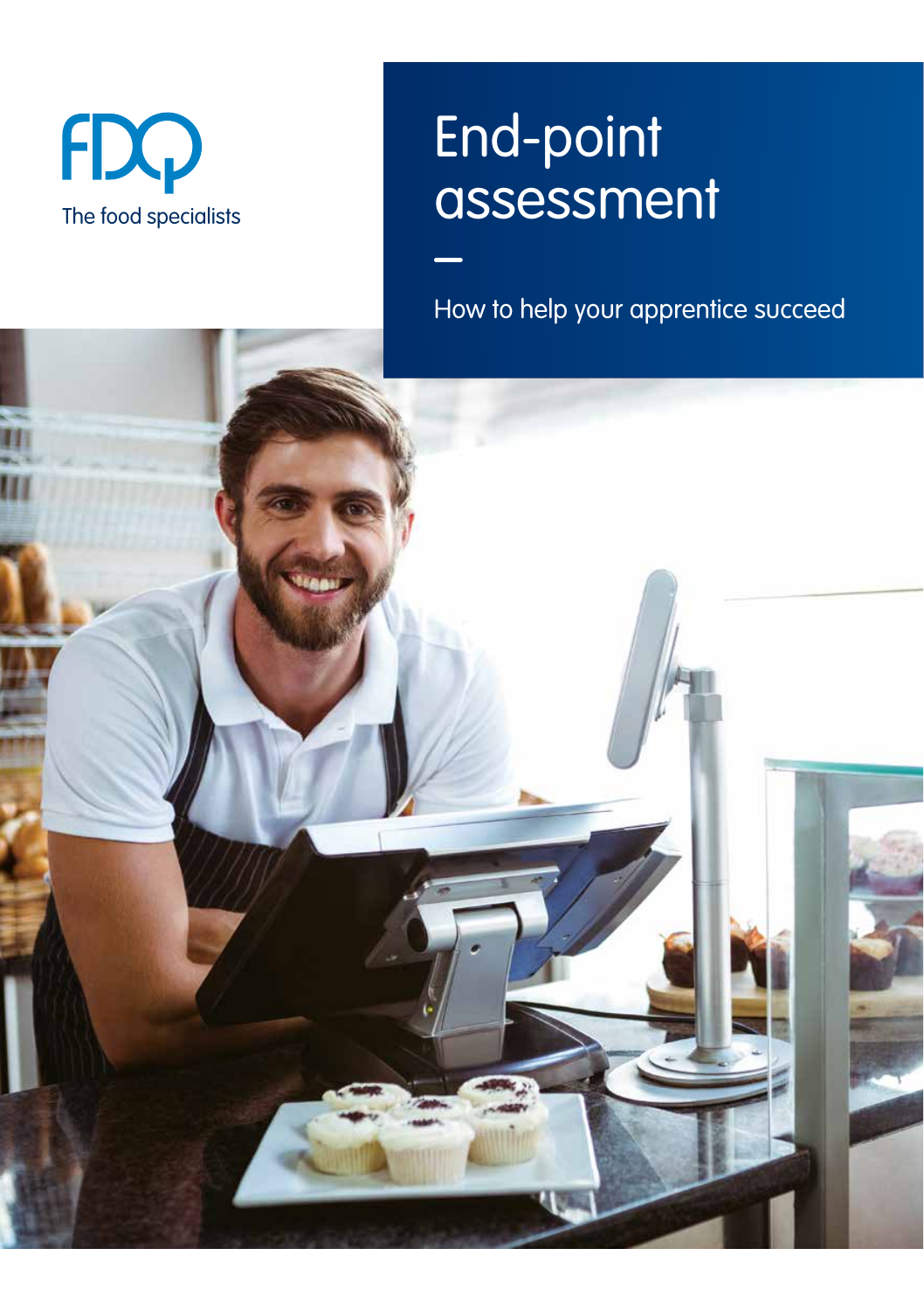FDQ

The food specialists

# End-point assessment

—

How to help your apprentice succeed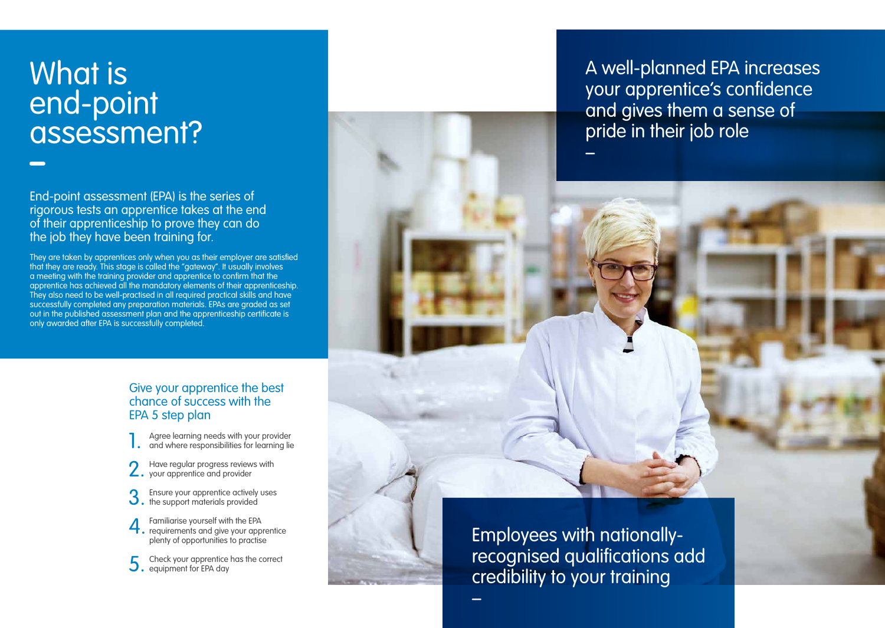# What is end-point assessment?

End-point assessment (EPA) is the series of rigorous tests an apprentice takes at the end of their apprenticeship to prove they can do the job they have been training for.

They are taken by apprentices only when you as their employer are satisfied that they are ready. This stage is called the "gateway". It usually involves a meeting with the training provider and apprentice to confirm that the apprentice has achieved all the mandatory elements of their apprenticeship. They also need to be well-practised in all required practical skills and have successfully completed any preparation materials. EPAs are graded as set out in the published assessment plan and the apprenticeship certificate is only awarded after EPA is successfully completed.

## Give your apprentice the best chance of success with the EPA 5 step plan

1. Agree learning needs with your provider and where responsibilities for learning lie
2. Have regular progress reviews with your apprentice and provider
3. Ensure your apprentice actively uses the support materials provided
4. Familiarise yourself with the EPA requirements and give your apprentice plenty of opportunities to practise
5. Check your apprentice has the correct equipment for EPA day

A well-planned EPA increases your apprentice's confidence and gives them a sense of pride in their job role

Employees with nationally-recognised qualifications add credibility to your training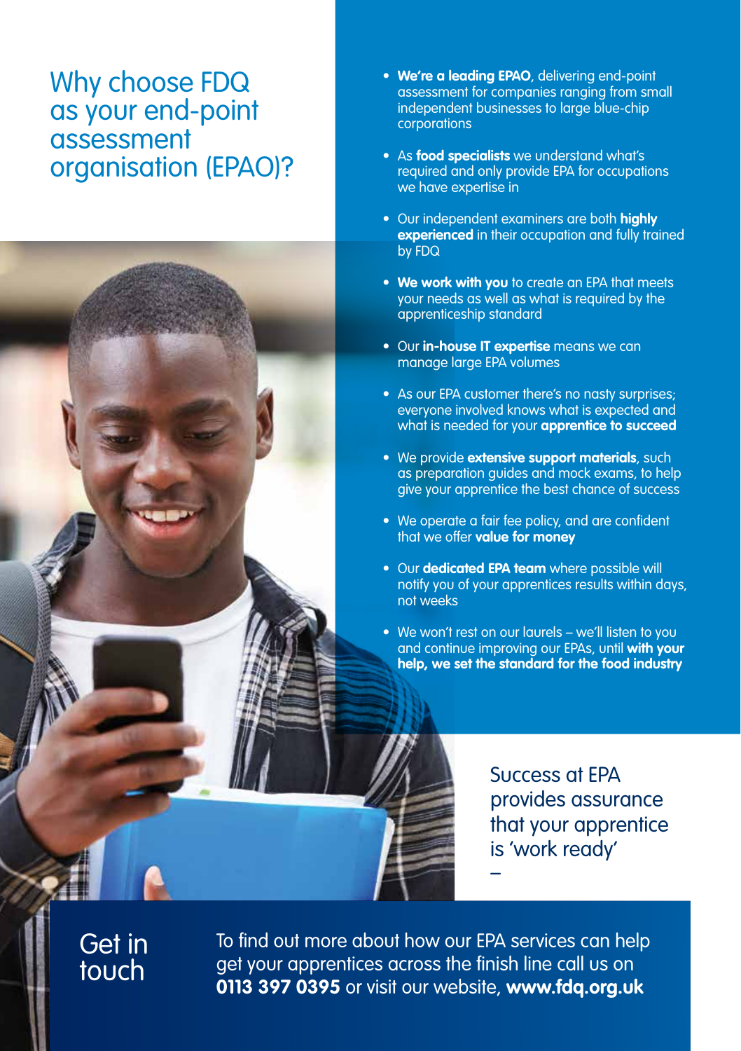# Why choose FDQ as your end-point assessment organisation (EPAO)?

- **We're a leading EPAO**, delivering end-point assessment for companies ranging from small independent businesses to large blue-chip corporations
- As **food specialists** we understand what's required and only provide EPA for occupations we have expertise in
- Our independent examiners are both **highly experienced** in their occupation and fully trained by FDQ
- **We work with you** to create an EPA that meets your needs as well as what is required by the apprenticeship standard
- Our **in-house IT expertise** means we can manage large EPA volumes
- As our EPA customer there's no nasty surprises; everyone involved knows what is expected and what is needed for your **apprentice to succeed**
- We provide **extensive support materials**, such as preparation guides and mock exams, to help give your apprentice the best chance of success
- We operate a fair fee policy, and are confident that we offer **value for money**
- Our **dedicated EPA team** where possible will notify you of your apprentices results within days, not weeks
- We won't rest on our laurels – we'll listen to you and continue improving our EPAs, until **with your help, we set the standard for the food industry**

Success at EPA provides assurance that your apprentice is 'work ready'

–

## Get in touch

To find out more about how our EPA services can help get your apprentices across the finish line call us on **0113 397 0395** or visit our website, **www.fdq.org.uk**